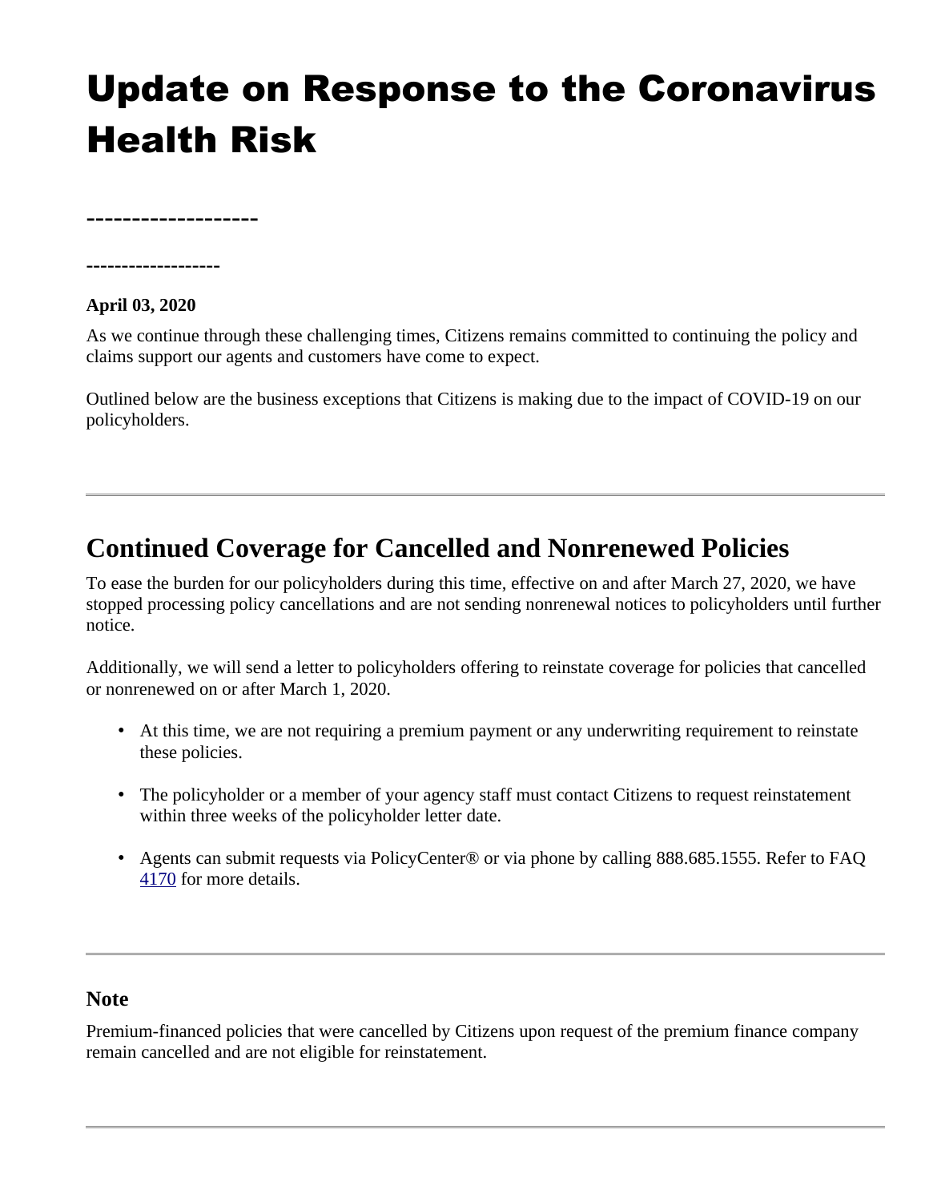# Update on Response to the Coronavirus Health Risk

-------------------

-------------------

**April 03, 2020**

As we continue through these challenging times, Citizens remains committed to continuing the policy and claims support our agents and customers have come to expect.

Outlined below are the business exceptions that Citizens is making due to the impact of COVID-19 on our policyholders.

---

## Continued Coverage for Cancelled and Nonrenewed Policies

To ease the burden for our policyholders during this time, effective on and after March 27, 2020, we have stopped processing policy cancellations and are not sending nonrenewal notices to policyholders until further notice.

Additionally, we will send a letter to policyholders offering to reinstate coverage for policies that cancelled or nonrenewed on or after March 1, 2020.

- At this time, we are not requiring a premium payment or any underwriting requirement to reinstate these policies.
- The policyholder or a member of your agency staff must contact Citizens to request reinstatement within three weeks of the policyholder letter date.
- Agents can submit requests via PolicyCenter® or via phone by calling 888.685.1555. Refer to FAQ 4170 for more details.

---

### Note

Premium-financed policies that were cancelled by Citizens upon request of the premium finance company remain cancelled and are not eligible for reinstatement.

---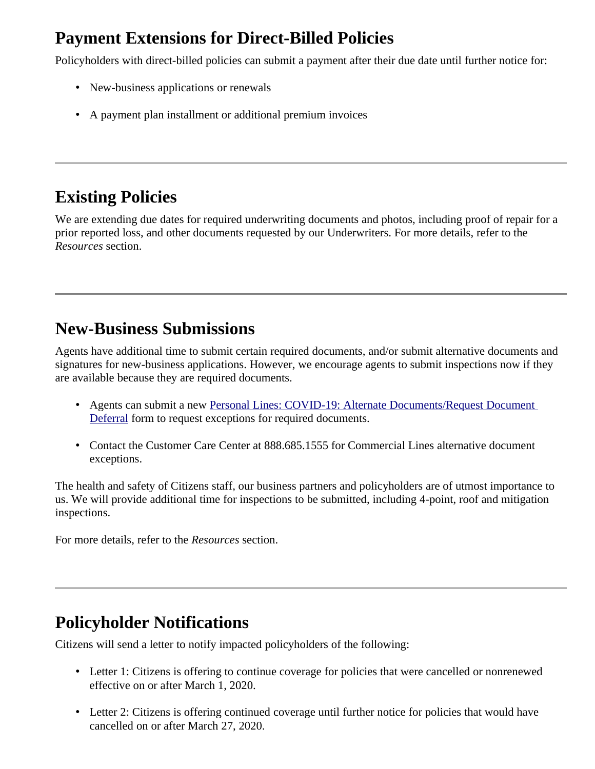## Payment Extensions for Direct-Billed Policies

Policyholders with direct-billed policies can submit a payment after their due date until further notice for:

- New-business applications or renewals
- A payment plan installment or additional premium invoices

---

## Existing Policies

We are extending due dates for required underwriting documents and photos, including proof of repair for a prior reported loss, and other documents requested by our Underwriters. For more details, refer to the *Resources* section.

---

## New-Business Submissions

Agents have additional time to submit certain required documents, and/or submit alternative documents and signatures for new-business applications. However, we encourage agents to submit inspections now if they are available because they are required documents.

- Agents can submit a new Personal Lines: COVID-19: Alternate Documents/Request Document Deferral form to request exceptions for required documents.
- Contact the Customer Care Center at 888.685.1555 for Commercial Lines alternative document exceptions.

The health and safety of Citizens staff, our business partners and policyholders are of utmost importance to us. We will provide additional time for inspections to be submitted, including 4-point, roof and mitigation inspections.

For more details, refer to the *Resources* section.

---

## Policyholder Notifications

Citizens will send a letter to notify impacted policyholders of the following:

- Letter 1: Citizens is offering to continue coverage for policies that were cancelled or nonrenewed effective on or after March 1, 2020.
- Letter 2: Citizens is offering continued coverage until further notice for policies that would have cancelled on or after March 27, 2020.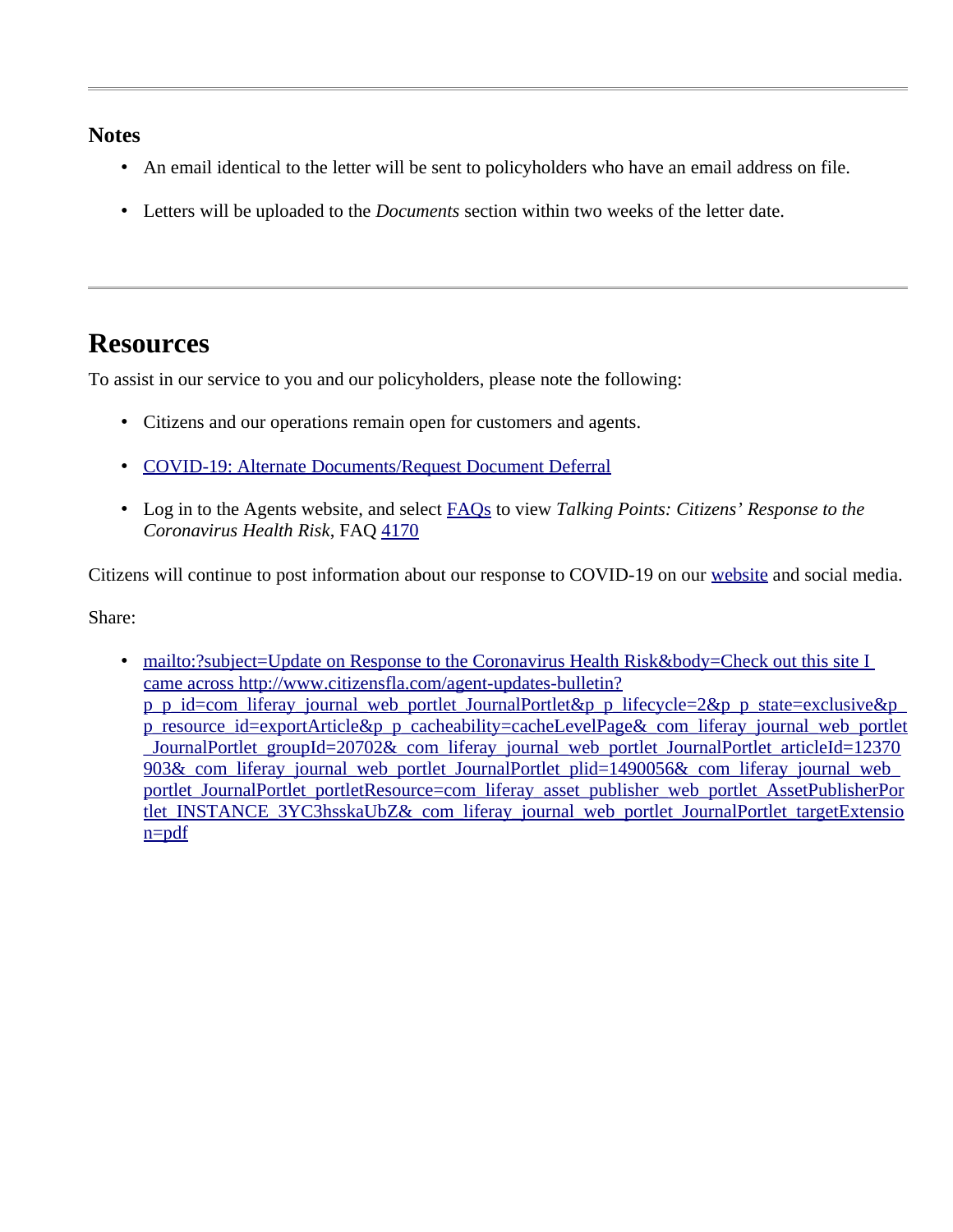---

### Notes

- An email identical to the letter will be sent to policyholders who have an email address on file.
- Letters will be uploaded to the *Documents* section within two weeks of the letter date.

---

## Resources

To assist in our service to you and our policyholders, please note the following:

- Citizens and our operations remain open for customers and agents.
- COVID-19: Alternate Documents/Request Document Deferral
- Log in to the Agents website, and select FAQs to view *Talking Points: Citizens' Response to the Coronavirus Health Risk*, FAQ 4170

Citizens will continue to post information about our response to COVID-19 on our website and social media.

Share:

- mailto:?subject=Update on Response to the Coronavirus Health Risk&body=Check out this site I came across http://www.citizensfla.com/agent-updates-bulletin?p_p_id=com_liferay_journal_web_portlet_JournalPortlet&p_p_lifecycle=2&p_p_state=exclusive&p_p_resource_id=exportArticle&p_p_cacheability=cacheLevelPage&_com_liferay_journal_web_portlet_JournalPortlet_groupId=20702&_com_liferay_journal_web_portlet_JournalPortlet_articleId=12370903&_com_liferay_journal_web_portlet_JournalPortlet_plid=1490056&_com_liferay_journal_web_portlet_JournalPortlet_portletResource=com_liferay_asset_publisher_web_portlet_AssetPublisherPortlet_INSTANCE_3YC3hsskaUbZ&_com_liferay_journal_web_portlet_JournalPortlet_targetExtension=pdf